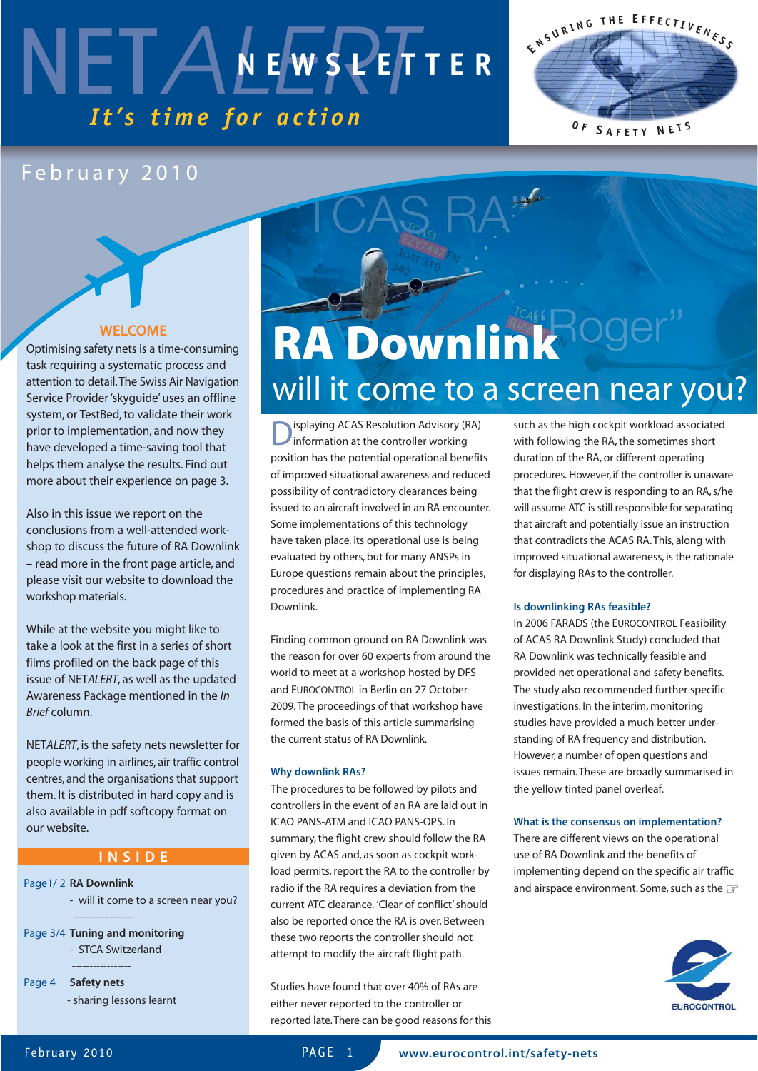# NETALERT NEWSLETTER

*It's time for action*

ENSURING THE EFFECTIVENESS OF SAFETY NETS

February 2010

## WELCOME

Optimising safety nets is a time-consuming task requiring a systematic process and attention to detail. The Swiss Air Navigation Service Provider 'skyguide' uses an offline system, or TestBed, to validate their work prior to implementation, and now they have developed a time-saving tool that helps them analyse the results. Find out more about their experience on page 3.

Also in this issue we report on the conclusions from a well-attended workshop to discuss the future of RA Downlink – read more in the front page article, and please visit our website to download the workshop materials.

While at the website you might like to take a look at the first in a series of short films profiled on the back page of this issue of NET*ALERT*, as well as the updated Awareness Package mentioned in the *In Brief* column.

NET*ALERT*, is the safety nets newsletter for people working in airlines, air traffic control centres, and the organisations that support them. It is distributed in hard copy and is also available in pdf softcopy format on our website.

## INSIDE

Page1/ 2 **RA Downlink**
- will it come to a screen near you?

Page 3/4 **Tuning and monitoring**
- STCA Switzerland

Page 4 **Safety nets**
- sharing lessons learnt

# RA Downlink
## will it come to a screen near you?

Displaying ACAS Resolution Advisory (RA) information at the controller working position has the potential operational benefits of improved situational awareness and reduced possibility of contradictory clearances being issued to an aircraft involved in an RA encounter. Some implementations of this technology have taken place, its operational use is being evaluated by others, but for many ANSPs in Europe questions remain about the principles, procedures and practice of implementing RA Downlink.

Finding common ground on RA Downlink was the reason for over 60 experts from around the world to meet at a workshop hosted by DFS and EUROCONTROL in Berlin on 27 October 2009. The proceedings of that workshop have formed the basis of this article summarising the current status of RA Downlink.

### Why downlink RAs?

The procedures to be followed by pilots and controllers in the event of an RA are laid out in ICAO PANS-ATM and ICAO PANS-OPS. In summary, the flight crew should follow the RA given by ACAS and, as soon as cockpit workload permits, report the RA to the controller by radio if the RA requires a deviation from the current ATC clearance. 'Clear of conflict' should also be reported once the RA is over. Between these two reports the controller should not attempt to modify the aircraft flight path.

Studies have found that over 40% of RAs are either never reported to the controller or reported late. There can be good reasons for this such as the high cockpit workload associated with following the RA, the sometimes short duration of the RA, or different operating procedures. However, if the controller is unaware that the flight crew is responding to an RA, s/he will assume ATC is still responsible for separating that aircraft and potentially issue an instruction that contradicts the ACAS RA. This, along with improved situational awareness, is the rationale for displaying RAs to the controller.

### Is downlinking RAs feasible?

In 2006 FARADS (the EUROCONTROL Feasibility of ACAS RA Downlink Study) concluded that RA Downlink was technically feasible and provided net operational and safety benefits. The study also recommended further specific investigations. In the interim, monitoring studies have provided a much better understanding of RA frequency and distribution. However, a number of open questions and issues remain. These are broadly summarised in the yellow tinted panel overleaf.

### What is the consensus on implementation?

There are different views on the operational use of RA Downlink and the benefits of implementing depend on the specific air traffic and airspace environment. Some, such as the ☞

EUROCONTROL

www.eurocontrol.int/safety-nets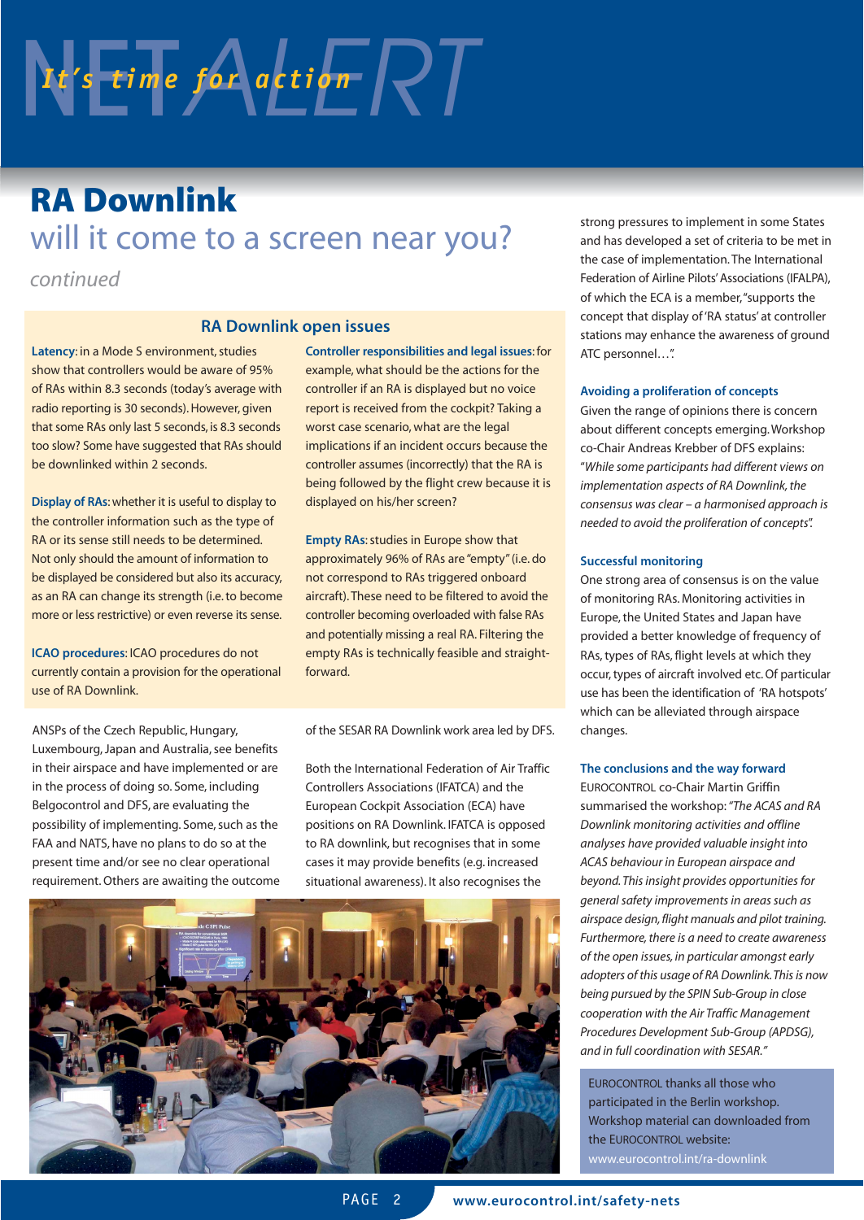# RA Downlink

## will it come to a screen near you?

*continued*

### RA Downlink open issues

**Latency**: in a Mode S environment, studies show that controllers would be aware of 95% of RAs within 8.3 seconds (today's average with radio reporting is 30 seconds). However, given that some RAs only last 5 seconds, is 8.3 seconds too slow? Some have suggested that RAs should be downlinked within 2 seconds.

**Display of RAs**: whether it is useful to display to the controller information such as the type of RA or its sense still needs to be determined. Not only should the amount of information to be displayed be considered but also its accuracy, as an RA can change its strength (i.e. to become more or less restrictive) or even reverse its sense.

**ICAO procedures**: ICAO procedures do not currently contain a provision for the operational use of RA Downlink.

**Controller responsibilities and legal issues**: for example, what should be the actions for the controller if an RA is displayed but no voice report is received from the cockpit? Taking a worst case scenario, what are the legal implications if an incident occurs because the controller assumes (incorrectly) that the RA is being followed by the flight crew because it is displayed on his/her screen?

**Empty RAs**: studies in Europe show that approximately 96% of RAs are "empty" (i.e. do not correspond to RAs triggered onboard aircraft). These need to be filtered to avoid the controller becoming overloaded with false RAs and potentially missing a real RA. Filtering the empty RAs is technically feasible and straight-forward.

ANSPs of the Czech Republic, Hungary, Luxembourg, Japan and Australia, see benefits in their airspace and have implemented or are in the process of doing so. Some, including Belgocontrol and DFS, are evaluating the possibility of implementing. Some, such as the FAA and NATS, have no plans to do so at the present time and/or see no clear operational requirement. Others are awaiting the outcome of the SESAR RA Downlink work area led by DFS.

Both the International Federation of Air Traffic Controllers Associations (IFATCA) and the European Cockpit Association (ECA) have positions on RA Downlink. IFATCA is opposed to RA downlink, but recognises that in some cases it may provide benefits (e.g. increased situational awareness). It also recognises the strong pressures to implement in some States and has developed a set of criteria to be met in the case of implementation. The International Federation of Airline Pilots' Associations (IFALPA), of which the ECA is a member, "supports the concept that display of 'RA status' at controller stations may enhance the awareness of ground ATC personnel…".

#### Avoiding a proliferation of concepts

Given the range of opinions there is concern about different concepts emerging. Workshop co-Chair Andreas Krebber of DFS explains: "*While some participants had different views on implementation aspects of RA Downlink, the consensus was clear – a harmonised approach is needed to avoid the proliferation of concepts*".

#### Successful monitoring

One strong area of consensus is on the value of monitoring RAs. Monitoring activities in Europe, the United States and Japan have provided a better knowledge of frequency of RAs, types of RAs, flight levels at which they occur, types of aircraft involved etc. Of particular use has been the identification of 'RA hotspots' which can be alleviated through airspace changes.

#### The conclusions and the way forward

EUROCONTROL co-Chair Martin Griffin summarised the workshop: "*The ACAS and RA Downlink monitoring activities and offline analyses have provided valuable insight into ACAS behaviour in European airspace and beyond. This insight provides opportunities for general safety improvements in areas such as airspace design, flight manuals and pilot training. Furthermore, there is a need to create awareness of the open issues, in particular amongst early adopters of this usage of RA Downlink. This is now being pursued by the SPIN Sub-Group in close cooperation with the Air Traffic Management Procedures Development Sub-Group (APDSG), and in full coordination with SESAR.*"

EUROCONTROL thanks all those who participated in the Berlin workshop. Workshop material can downloaded from the EUROCONTROL website: www.eurocontrol.int/ra-downlink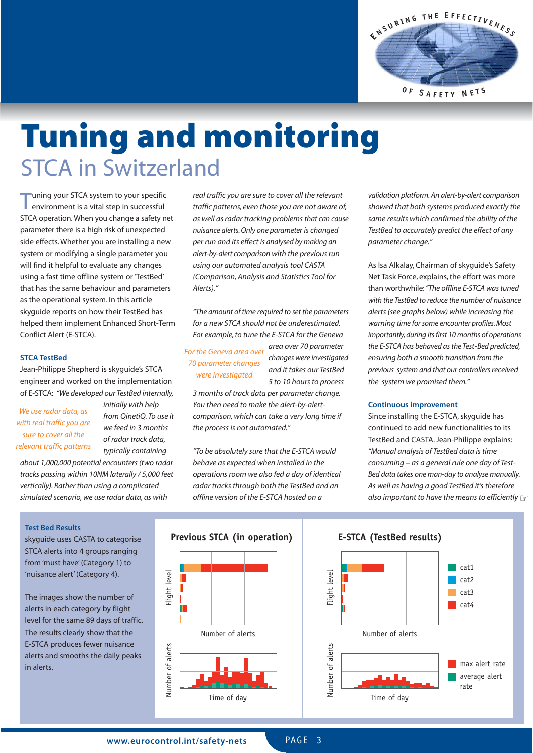# Tuning and monitoring

## STCA in Switzerland

Tuning your STCA system to your specific environment is a vital step in successful STCA operation. When you change a safety net parameter there is a high risk of unexpected side effects. Whether you are installing a new system or modifying a single parameter you will find it helpful to evaluate any changes using a fast time offline system or 'TestBed' that has the same behaviour and parameters as the operational system. In this article skyguide reports on how their TestBed has helped them implement Enhanced Short-Term Conflict Alert (E-STCA).

### STCA TestBed

Jean-Philippe Shepherd is skyguide's STCA engineer and worked on the implementation of E-STCA: *"We developed our TestBed internally, initially with help from QinetiQ. To use it we feed in 3 months of radar track data, typically containing about 1,000,000 potential encounters (two radar tracks passing within 10NM laterally / 5,000 feet vertically). Rather than using a complicated simulated scenario, we use radar data, as with real traffic you are sure to cover all the relevant traffic patterns, even those you are not aware of, as well as radar tracking problems that can cause nuisance alerts. Only one parameter is changed per run and its effect is analysed by making an alert-by-alert comparison with the previous run using our automated analysis tool CASTA (Comparison, Analysis and Statistics Tool for Alerts)."*

> *We use radar data, as with real traffic you are sure to cover all the relevant traffic patterns*

*"The amount of time required to set the parameters for a new STCA should not be underestimated. For example, to tune the E-STCA for the Geneva area over 70 parameter changes were investigated and it takes our TestBed 5 to 10 hours to process 3 months of track data per parameter change. You then need to make the alert-by-alert-comparison, which can take a very long time if the process is not automated."*

> *For the Geneva area over 70 parameter changes were investigated*

*"To be absolutely sure that the E-STCA would behave as expected when installed in the operations room we also fed a day of identical radar tracks through both the TestBed and an offline version of the E-STCA hosted on a validation platform. An alert-by-alert comparison showed that both systems produced exactly the same results which confirmed the ability of the TestBed to accurately predict the effect of any parameter change."*

As Isa Alkalay, Chairman of skyguide's Safety Net Task Force, explains, the effort was more than worthwhile: *"The offline E-STCA was tuned with the TestBed to reduce the number of nuisance alerts (see graphs below) while increasing the warning time for some encounter profiles. Most importantly, during its first 10 months of operations the E-STCA has behaved as the Test-Bed predicted, ensuring both a smooth transition from the previous system and that our controllers received the system we promised them."*

### Continuous improvement

Since installing the E-STCA, skyguide has continued to add new functionalities to its TestBed and CASTA. Jean-Philippe explains: *"Manual analysis of TestBed data is time consuming – as a general rule one day of Test-Bed data takes one man-day to analyse manually. As well as having a good TestBed it's therefore also important to have the means to efficiently* ☞

### Test Bed Results

skyguide uses CASTA to categorise STCA alerts into 4 groups ranging from 'must have' (Category 1) to 'nuisance alert' (Category 4).

The images show the number of alerts in each category by flight level for the same 89 days of traffic. The results clearly show that the E-STCA produces fewer nuisance alerts and smooths the daily peaks in alerts.

**Previous STCA (in operation)** | **E-STCA (TestBed results)**

Flight level / Number of alerts; Number of alerts / Time of day

cat1, cat2, cat3, cat4; max alert rate, average alert rate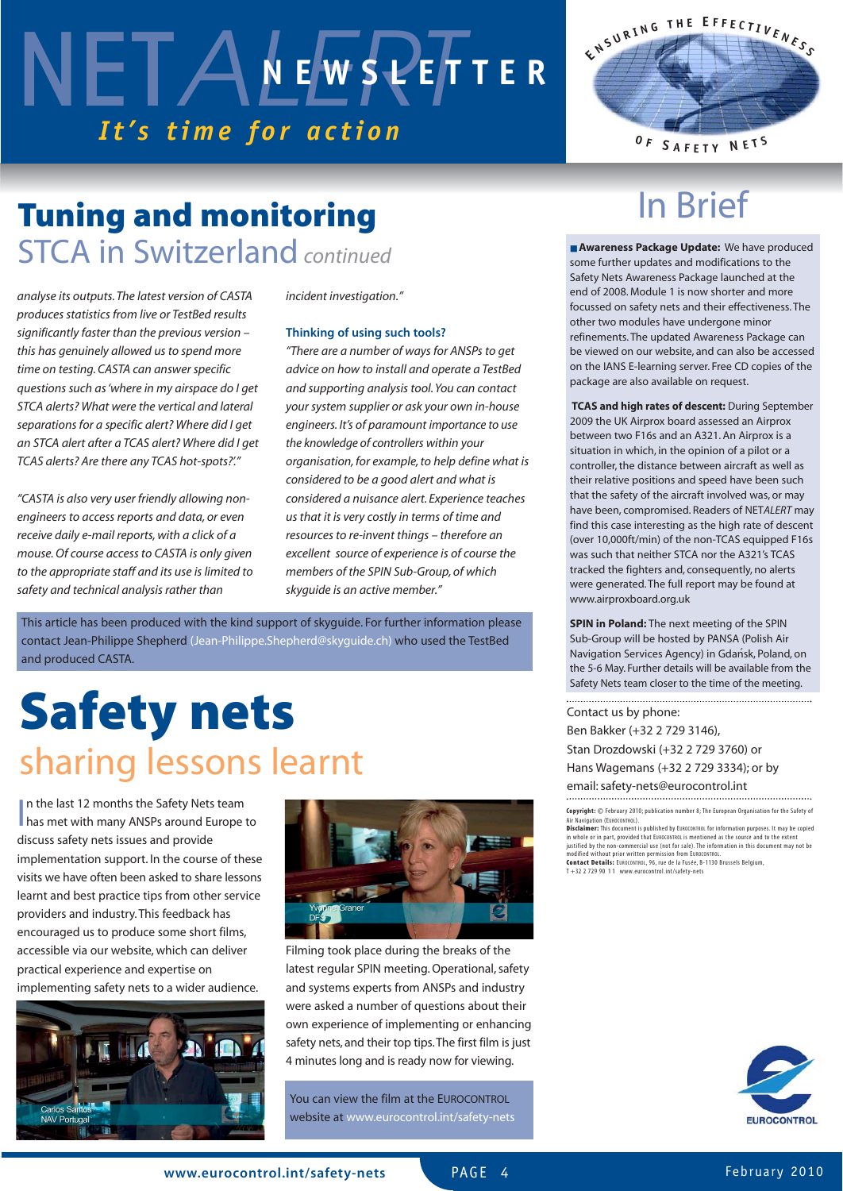# NETALERT NEWSLETTER

*It's time for action*

ENSURING THE EFFECTIVENESS OF SAFETY NETS

## Tuning and monitoring
### STCA in Switzerland *continued*

*analyse its outputs. The latest version of CASTA produces statistics from live or TestBed results significantly faster than the previous version – this has genuinely allowed us to spend more time on testing. CASTA can answer specific questions such as 'where in my airspace do I get STCA alerts? What were the vertical and lateral separations for a specific alert? Where did I get an STCA alert after a TCAS alert? Where did I get TCAS alerts? Are there any TCAS hot-spots?'."*

*"CASTA is also very user friendly allowing non-engineers to access reports and data, or even receive daily e-mail reports, with a click of a mouse. Of course access to CASTA is only given to the appropriate staff and its use is limited to safety and technical analysis rather than incident investigation."*

**Thinking of using such tools?**

*"There are a number of ways for ANSPs to get advice on how to install and operate a TestBed and supporting analysis tool. You can contact your system supplier or ask your own in-house engineers. It's of paramount importance to use the knowledge of controllers within your organisation, for example, to help define what is considered to be a good alert and what is considered a nuisance alert. Experience teaches us that it is very costly in terms of time and resources to re-invent things – therefore an excellent source of experience is of course the members of the SPIN Sub-Group, of which skyguide is an active member."*

This article has been produced with the kind support of skyguide. For further information please contact Jean-Philippe Shepherd (Jean-Philippe.Shepherd@skyguide.ch) who used the TestBed and produced CASTA.

## Safety nets
### sharing lessons learnt

In the last 12 months the Safety Nets team has met with many ANSPs around Europe to discuss safety nets issues and provide implementation support. In the course of these visits we have often been asked to share lessons learnt and best practice tips from other service providers and industry. This feedback has encouraged us to produce some short films, accessible via our website, which can deliver practical experience and expertise on implementing safety nets to a wider audience.

Carlos Santos
NAV Portugal

Yvonne Graner
DFS

Filming took place during the breaks of the latest regular SPIN meeting. Operational, safety and systems experts from ANSPs and industry were asked a number of questions about their own experience of implementing or enhancing safety nets, and their top tips. The first film is just 4 minutes long and is ready now for viewing.

You can view the film at the EUROCONTROL website at www.eurocontrol.int/safety-nets

## In Brief

**Awareness Package Update:** We have produced some further updates and modifications to the Safety Nets Awareness Package launched at the end of 2008. Module 1 is now shorter and more focussed on safety nets and their effectiveness. The other two modules have undergone minor refinements. The updated Awareness Package can be viewed on our website, and can also be accessed on the IANS E-learning server. Free CD copies of the package are also available on request.

**TCAS and high rates of descent:** During September 2009 the UK Airprox board assessed an Airprox between two F16s and an A321. An Airprox is a situation in which, in the opinion of a pilot or a controller, the distance between aircraft as well as their relative positions and speed have been such that the safety of the aircraft involved was, or may have been, compromised. Readers of NET*ALERT* may find this case interesting as the high rate of descent (over 10,000ft/min) of the non-TCAS equipped F16s was such that neither STCA nor the A321's TCAS tracked the fighters and, consequently, no alerts were generated. The full report may be found at www.airproxboard.org.uk

**SPIN in Poland:** The next meeting of the SPIN Sub-Group will be hosted by PANSA (Polish Air Navigation Services Agency) in Gdańsk, Poland, on the 5-6 May. Further details will be available from the Safety Nets team closer to the time of the meeting.

Contact us by phone:
Ben Bakker (+32 2 729 3146),
Stan Drozdowski (+32 2 729 3760) or
Hans Wagemans (+32 2 729 3334); or by
email: safety-nets@eurocontrol.int

**Copyright:** © February 2010; publication number 8; The European Organisation for the Safety of Air Navigation (EUROCONTROL).
**Disclaimer:** This document is published by EUROCONTROL for information purposes. It may be copied in whole or in part, provided that EUROCONTROL is mentioned as the source and to the extent justified by the non-commercial use (not for sale). The information in this document may not be modified without prior written permission from EUROCONTROL.
**Contact Details:** EUROCONTROL, 96, rue de la Fusée, B-1130 Brussels Belgium,
T +32 2 729 90 11 www.eurocontrol.int/safety-nets

EUROCONTROL

www.eurocontrol.int/safety-nets

February 2010